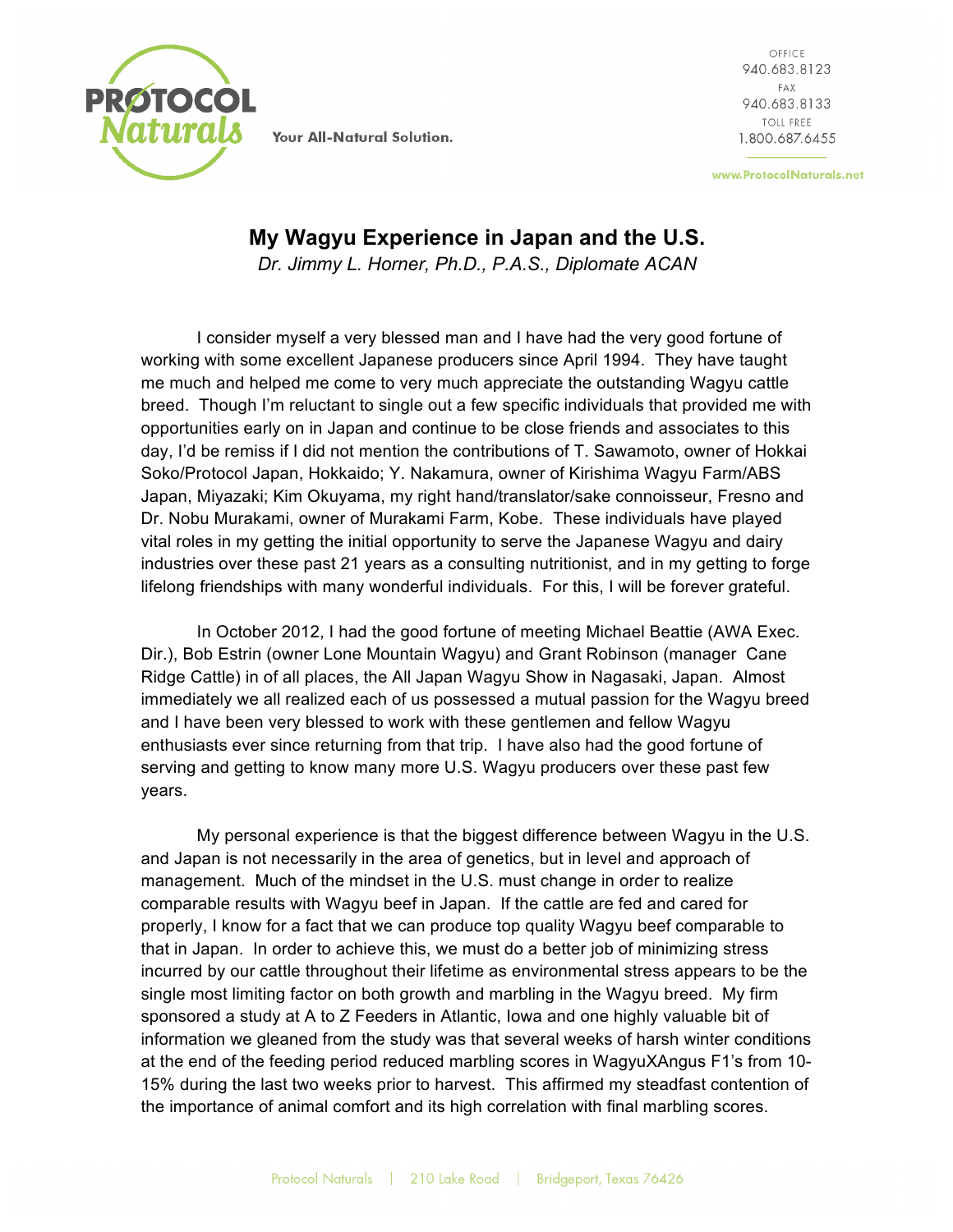PROTOCOL Naturals

Your All-Natural Solution.

OFFICE
940.683.8123
FAX
940.683.8133
TOLL FREE
1.800.687.6455

www.ProtocolNaturals.net

# My Wagyu Experience in Japan and the U.S.

*Dr. Jimmy L. Horner, Ph.D., P.A.S., Diplomate ACAN*

I consider myself a very blessed man and I have had the very good fortune of working with some excellent Japanese producers since April 1994. They have taught me much and helped me come to very much appreciate the outstanding Wagyu cattle breed. Though I'm reluctant to single out a few specific individuals that provided me with opportunities early on in Japan and continue to be close friends and associates to this day, I'd be remiss if I did not mention the contributions of T. Sawamoto, owner of Hokkai Soko/Protocol Japan, Hokkaido; Y. Nakamura, owner of Kirishima Wagyu Farm/ABS Japan, Miyazaki; Kim Okuyama, my right hand/translator/sake connoisseur, Fresno and Dr. Nobu Murakami, owner of Murakami Farm, Kobe. These individuals have played vital roles in my getting the initial opportunity to serve the Japanese Wagyu and dairy industries over these past 21 years as a consulting nutritionist, and in my getting to forge lifelong friendships with many wonderful individuals. For this, I will be forever grateful.

In October 2012, I had the good fortune of meeting Michael Beattie (AWA Exec. Dir.), Bob Estrin (owner Lone Mountain Wagyu) and Grant Robinson (manager Cane Ridge Cattle) in of all places, the All Japan Wagyu Show in Nagasaki, Japan. Almost immediately we all realized each of us possessed a mutual passion for the Wagyu breed and I have been very blessed to work with these gentlemen and fellow Wagyu enthusiasts ever since returning from that trip. I have also had the good fortune of serving and getting to know many more U.S. Wagyu producers over these past few years.

My personal experience is that the biggest difference between Wagyu in the U.S. and Japan is not necessarily in the area of genetics, but in level and approach of management. Much of the mindset in the U.S. must change in order to realize comparable results with Wagyu beef in Japan. If the cattle are fed and cared for properly, I know for a fact that we can produce top quality Wagyu beef comparable to that in Japan. In order to achieve this, we must do a better job of minimizing stress incurred by our cattle throughout their lifetime as environmental stress appears to be the single most limiting factor on both growth and marbling in the Wagyu breed. My firm sponsored a study at A to Z Feeders in Atlantic, Iowa and one highly valuable bit of information we gleaned from the study was that several weeks of harsh winter conditions at the end of the feeding period reduced marbling scores in WagyuXAngus F1's from 10-15% during the last two weeks prior to harvest. This affirmed my steadfast contention of the importance of animal comfort and its high correlation with final marbling scores.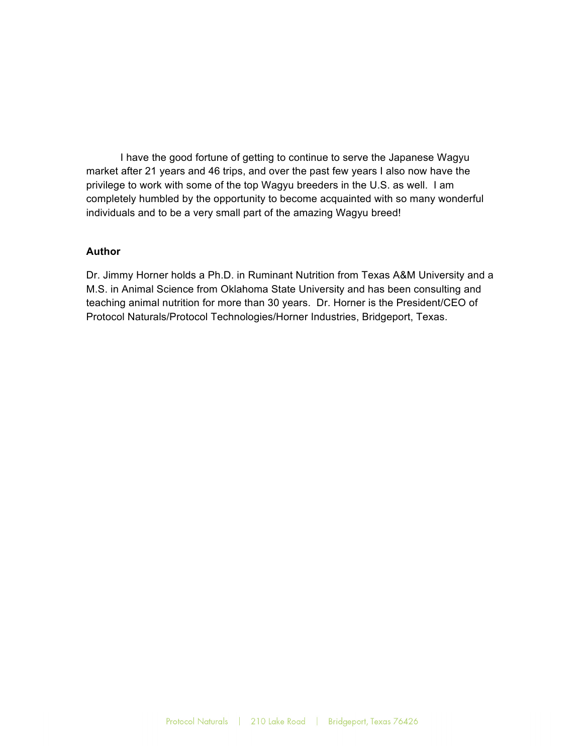I have the good fortune of getting to continue to serve the Japanese Wagyu market after 21 years and 46 trips, and over the past few years I also now have the privilege to work with some of the top Wagyu breeders in the U.S. as well. I am completely humbled by the opportunity to become acquainted with so many wonderful individuals and to be a very small part of the amazing Wagyu breed!

**Author**

Dr. Jimmy Horner holds a Ph.D. in Ruminant Nutrition from Texas A&M University and a M.S. in Animal Science from Oklahoma State University and has been consulting and teaching animal nutrition for more than 30 years. Dr. Horner is the President/CEO of Protocol Naturals/Protocol Technologies/Horner Industries, Bridgeport, Texas.